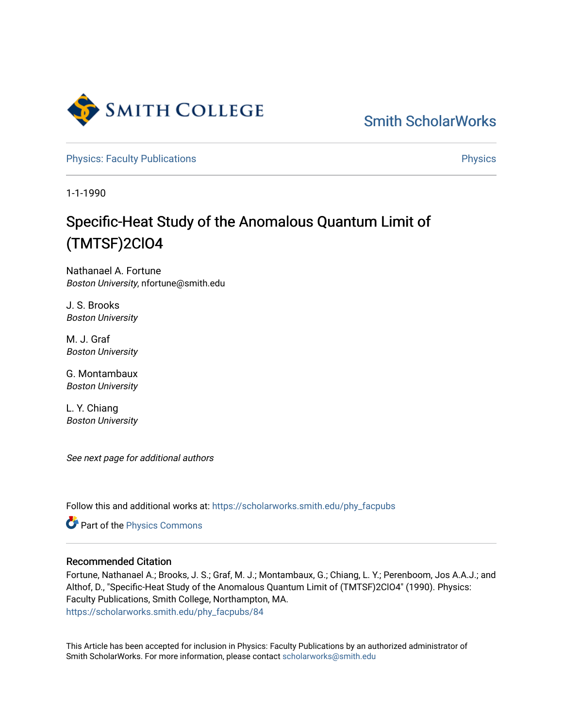Smith College

Smith ScholarWorks

Physics: Faculty Publications

Physics

1-1-1990

# Specific-Heat Study of the Anomalous Quantum Limit of (TMTSF)2ClO4

Nathanael A. Fortune
*Boston University*, nfortune@smith.edu

J. S. Brooks
*Boston University*

M. J. Graf
*Boston University*

G. Montambaux
*Boston University*

L. Y. Chiang
*Boston University*

*See next page for additional authors*

Follow this and additional works at: https://scholarworks.smith.edu/phy_facpubs

Part of the Physics Commons

## Recommended Citation

Fortune, Nathanael A.; Brooks, J. S.; Graf, M. J.; Montambaux, G.; Chiang, L. Y.; Perenboom, Jos A.A.J.; and Althof, D., "Specific-Heat Study of the Anomalous Quantum Limit of (TMTSF)2ClO4" (1990). Physics: Faculty Publications, Smith College, Northampton, MA.
https://scholarworks.smith.edu/phy_facpubs/84

This Article has been accepted for inclusion in Physics: Faculty Publications by an authorized administrator of Smith ScholarWorks. For more information, please contact scholarworks@smith.edu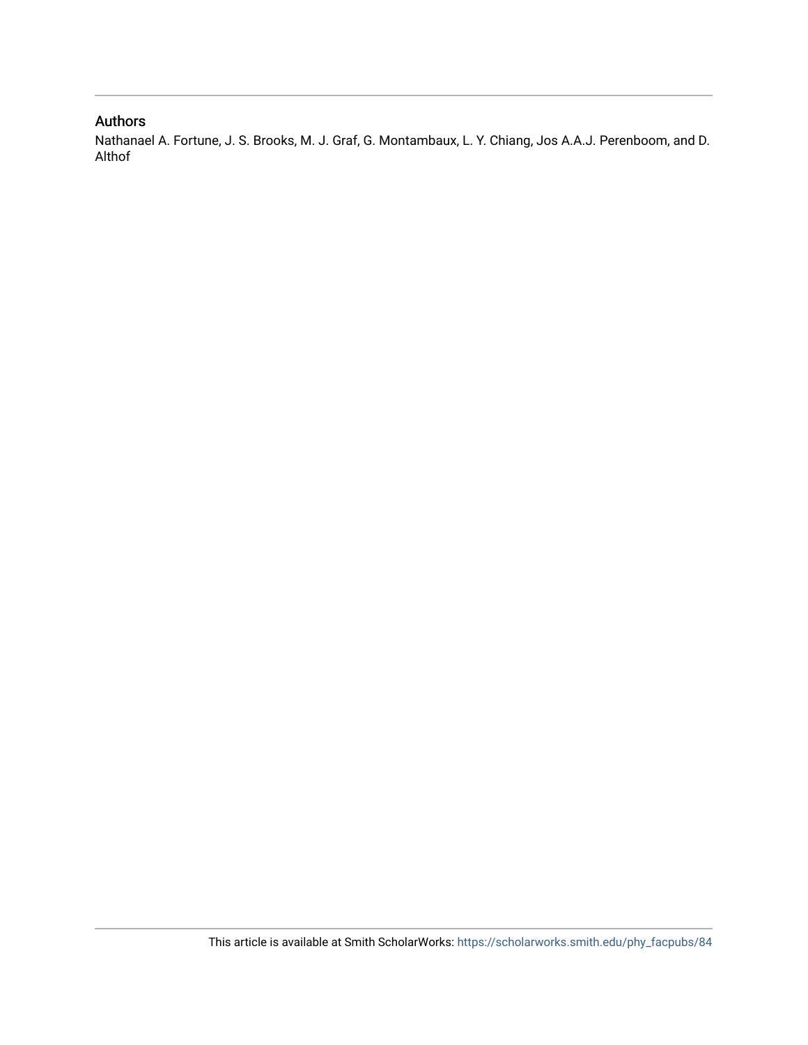### Authors

Nathanael A. Fortune, J. S. Brooks, M. J. Graf, G. Montambaux, L. Y. Chiang, Jos A.A.J. Perenboom, and D. Althof

This article is available at Smith ScholarWorks: https://scholarworks.smith.edu/phy_facpubs/84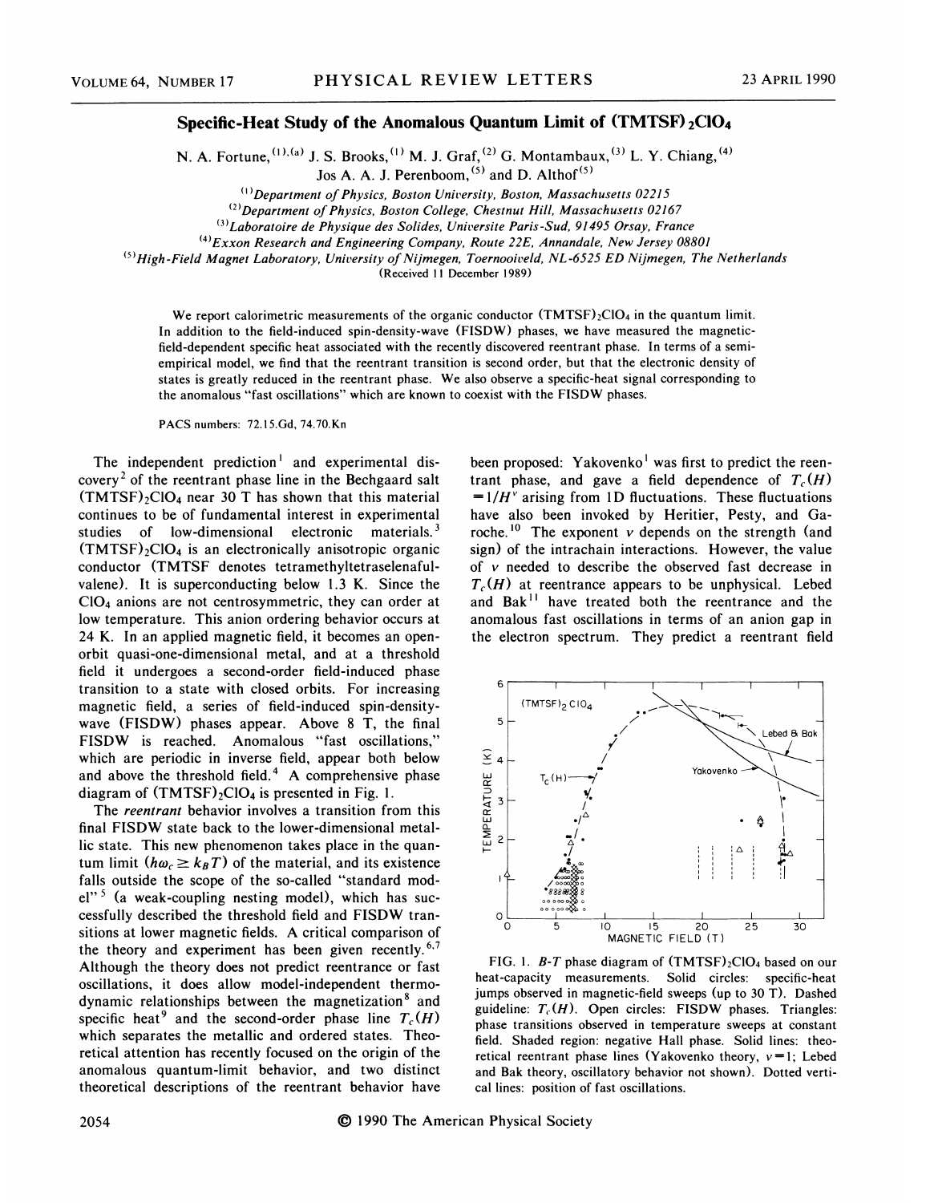# Specific-Heat Study of the Anomalous Quantum Limit of $(TMTSF)_2ClO_4$

N. A. Fortune,[(1),(a)] J. S. Brooks,[(1)] M. J. Graf,[(2)] G. Montambaux,[(3)] L. Y. Chiang,[(4)] Jos A. A. J. Perenboom,[(5)] and D. Althof[(5)]

[(1)] *Department of Physics, Boston University, Boston, Massachusetts 02215*
[(2)] *Department of Physics, Boston College, Chestnut Hill, Massachusetts 02167*
[(3)] *Laboratoire de Physique des Solides, Université Paris-Sud, 91495 Orsay, France*
[(4)] *Exxon Research and Engineering Company, Route 22E, Annandale, New Jersey 08801*
[(5)] *High-Field Magnet Laboratory, University of Nijmegen, Toernooiveld, NL-6525 ED Nijmegen, The Netherlands*

(Received 11 December 1989)

We report calorimetric measurements of the organic conductor $(TMTSF)_2ClO_4$ in the quantum limit. In addition to the field-induced spin-density-wave (FISDW) phases, we have measured the magnetic-field-dependent specific heat associated with the recently discovered reentrant phase. In terms of a semiempirical model, we find that the reentrant transition is second order, but that the electronic density of states is greatly reduced in the reentrant phase. We also observe a specific-heat signal corresponding to the anomalous "fast oscillations" which are known to coexist with the FISDW phases.

PACS numbers: 72.15.Gd, 74.70.Kn

The independent prediction[1] and experimental discovery[2] of the reentrant phase line in the Bechgaard salt $(TMTSF)_2ClO_4$ near 30 T has shown that this material continues to be of fundamental interest in experimental studies of low-dimensional electronic materials.[3] $(TMTSF)_2ClO_4$ is an electronically anisotropic organic conductor (TMTSF denotes tetramethyltetraselenafulvalene). It is superconducting below 1.3 K. Since the $ClO_4$ anions are not centrosymmetric, they can order at low temperature. This anion ordering behavior occurs at 24 K. In an applied magnetic field, it becomes an open-orbit quasi-one-dimensional metal, and at a threshold field it undergoes a second-order field-induced phase transition to a state with closed orbits. For increasing magnetic field, a series of field-induced spin-density-wave (FISDW) phases appear. Above 8 T, the final FISDW is reached. Anomalous "fast oscillations," which are periodic in inverse field, appear both below and above the threshold field.[4] A comprehensive phase diagram of $(TMTSF)_2ClO_4$ is presented in Fig. 1.

The *reentrant* behavior involves a transition from this final FISDW state back to the lower-dimensional metallic state. This new phenomenon takes place in the quantum limit ($\hbar\omega_c \gtrsim k_BT$) of the material, and its existence falls outside the scope of the so-called "standard model"[5] (a weak-coupling nesting model), which has successfully described the threshold field and FISDW transitions at lower magnetic fields. A critical comparison of the theory and experiment has been given recently.[6,7] Although the theory does not predict reentrance or fast oscillations, it does allow model-independent thermodynamic relationships between the magnetization[8] and specific heat[9] and the second-order phase line $T_c(H)$ which separates the metallic and ordered states. Theoretical attention has recently focused on the origin of the anomalous quantum-limit behavior, and two distinct theoretical descriptions of the reentrant behavior have been proposed: Yakovenko[1] was first to predict the reentrant phase, and gave a field dependence of $T_c(H) = 1/H^{\nu}$ arising from 1D fluctuations. These fluctuations have also been invoked by Heritier, Pesty, and Garoche.[10] The exponent $\nu$ depends on the strength (and sign) of the intrachain interactions. However, the value of $\nu$ needed to describe the observed fast decrease in $T_c(H)$ at reentrance appears to be unphysical. Lebed and Bak[11] have treated both the reentrance and the anomalous fast oscillations in terms of an anion gap in the electron spectrum. They predict a reentrant field

FIG. 1. *B-T* phase diagram of $(TMTSF)_2ClO_4$ based on our heat-capacity measurements. Solid circles: specific-heat jumps observed in magnetic-field sweeps (up to 30 T). Dashed guideline: $T_c(H)$. Open circles: FISDW phases. Triangles: phase transitions observed in temperature sweeps at constant field. Shaded region: negative Hall phase. Solid lines: theoretical reentrant phase lines (Yakovenko theory, $\nu = 1$; Lebed and Bak theory, oscillatory behavior not shown). Dotted vertical lines: position of fast oscillations.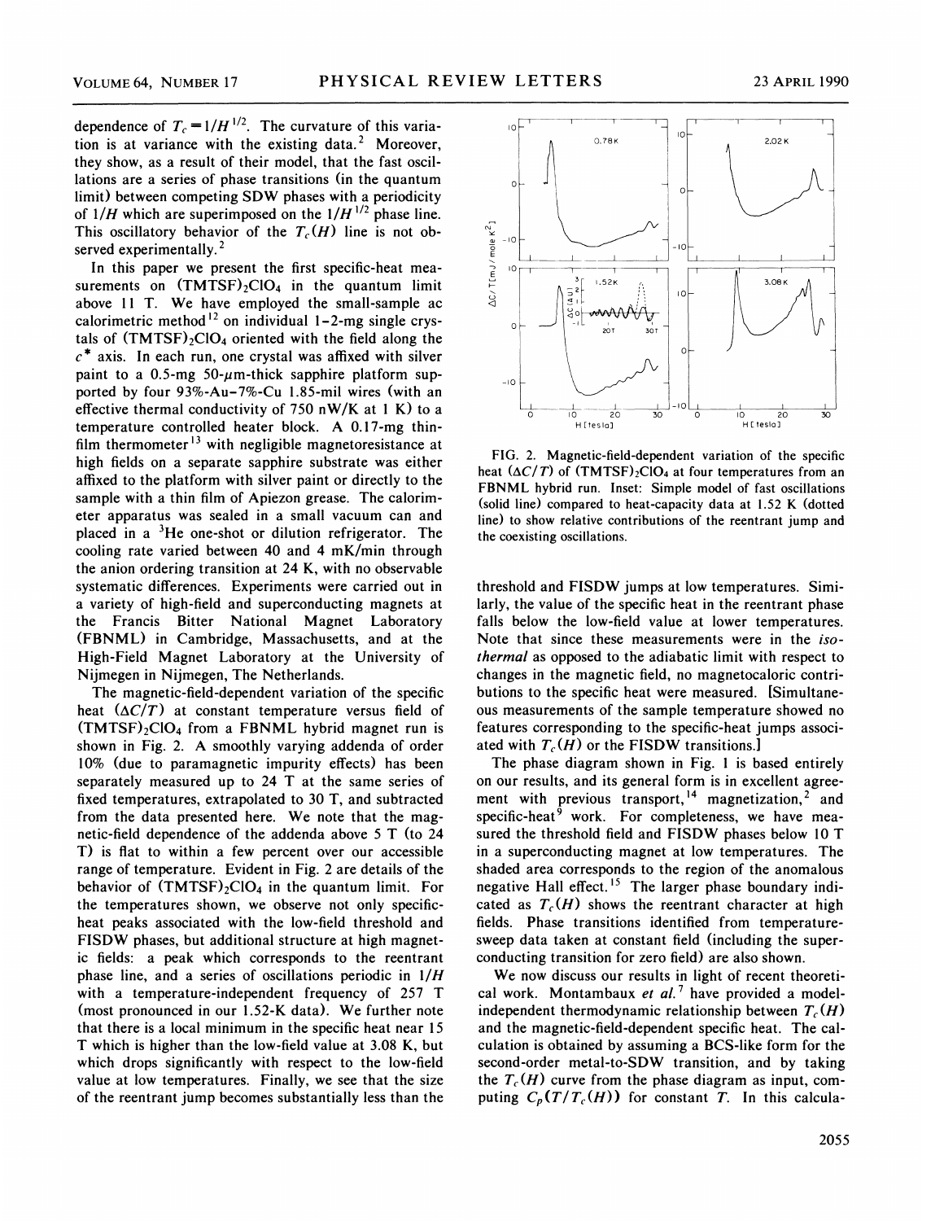dependence of $T_c = 1/H^{1/2}$. The curvature of this variation is at variance with the existing data.[2] Moreover, they show, as a result of their model, that the fast oscillations are a series of phase transitions (in the quantum limit) between competing SDW phases with a periodicity of $1/H$ which are superimposed on the $1/H^{1/2}$ phase line. This oscillatory behavior of the $T_c(H)$ line is not observed experimentally.[2]

In this paper we present the first specific-heat measurements on $(TMTSF)_2ClO_4$ in the quantum limit above 11 T. We have employed the small-sample ac calorimetric method[12] on individual 1–2-mg single crystals of $(TMTSF)_2ClO_4$ oriented with the field along the $c^*$ axis. In each run, one crystal was affixed with silver paint to a 0.5-mg 50-$\mu$m-thick sapphire platform supported by four 93%-Au–7%-Cu 1.85-mil wires (with an effective thermal conductivity of 750 nW/K at 1 K) to a temperature controlled heater block. A 0.17-mg thin-film thermometer[13] with negligible magnetoresistance at high fields on a separate sapphire substrate was either affixed to the platform with silver paint or directly to the sample with a thin film of Apiezon grease. The calorimeter apparatus was sealed in a small vacuum can and placed in a $^3$He one-shot or dilution refrigerator. The cooling rate varied between 40 and 4 mK/min through the anion ordering transition at 24 K, with no observable systematic differences. Experiments were carried out in a variety of high-field and superconducting magnets at the Francis Bitter National Magnet Laboratory (FBNML) in Cambridge, Massachusetts, and at the High-Field Magnet Laboratory at the University of Nijmegen in Nijmegen, The Netherlands.

The magnetic-field-dependent variation of the specific heat ($\Delta C/T$) at constant temperature versus field of $(TMTSF)_2ClO_4$ from a FBNML hybrid magnet run is shown in Fig. 2. A smoothly varying addenda of order 10% (due to paramagnetic impurity effects) has been separately measured up to 24 T at the same series of fixed temperatures, extrapolated to 30 T, and subtracted from the data presented here. We note that the magnetic-field dependence of the addenda above 5 T (to 24 T) is flat to within a few percent over our accessible range of temperature. Evident in Fig. 2 are details of the behavior of $(TMTSF)_2ClO_4$ in the quantum limit. For the temperatures shown, we observe not only specific-heat peaks associated with the low-field threshold and FISDW phases, but additional structure at high magnetic fields: a peak which corresponds to the reentrant phase line, and a series of oscillations periodic in $1/H$ with a temperature-independent frequency of 257 T (most pronounced in our 1.52-K data). We further note that there is a local minimum in the specific heat near 15 T which is higher than the low-field value at 3.08 K, but which drops significantly with respect to the low-field value at low temperatures. Finally, we see that the size of the reentrant jump becomes substantially less than the threshold and FISDW jumps at low temperatures. Similarly, the value of the specific heat in the reentrant phase falls below the low-field value at lower temperatures. Note that since these measurements were in the *isothermal* as opposed to the adiabatic limit with respect to changes in the magnetic field, no magnetocaloric contributions to the specific heat were measured. [Simultaneous measurements of the sample temperature showed no features corresponding to the specific-heat jumps associated with $T_c(H)$ or the FISDW transitions.]

FIG. 2. Magnetic-field-dependent variation of the specific heat ($\Delta C/T$) of $(TMTSF)_2ClO_4$ at four temperatures from an FBNML hybrid run. Inset: Simple model of fast oscillations (solid line) compared to heat-capacity data at 1.52 K (dotted line) to show relative contributions of the reentrant jump and the coexisting oscillations.

The phase diagram shown in Fig. 1 is based entirely on our results, and its general form is in excellent agreement with previous transport,[14] magnetization,[2] and specific-heat[9] work. For completeness, we have measured the threshold field and FISDW phases below 10 T in a superconducting magnet at low temperatures. The shaded area corresponds to the region of the anomalous negative Hall effect.[15] The larger phase boundary indicated as $T_c(H)$ shows the reentrant character at high fields. Phase transitions identified from temperature-sweep data taken at constant field (including the superconducting transition for zero field) are also shown.

We now discuss our results in light of recent theoretical work. Montambaux *et al.*[7] have provided a model-independent thermodynamic relationship between $T_c(H)$ and the magnetic-field-dependent specific heat. The calculation is obtained by assuming a BCS-like form for the second-order metal-to-SDW transition, and by taking the $T_c(H)$ curve from the phase diagram as input, computing $C_p(T/T_c(H))$ for constant $T$. In this calcula-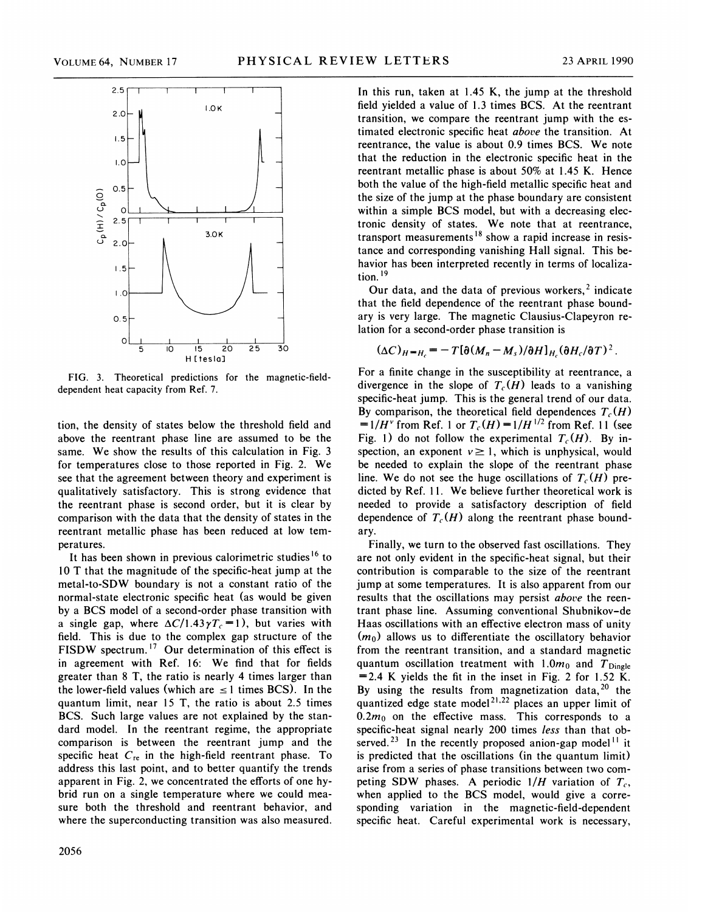FIG. 3. Theoretical predictions for the magnetic-field-dependent heat capacity from Ref. 7.

tion, the density of states below the threshold field and above the reentrant phase line are assumed to be the same. We show the results of this calculation in Fig. 3 for temperatures close to those reported in Fig. 2. We see that the agreement between theory and experiment is qualitatively satisfactory. This is strong evidence that the reentrant phase is second order, but it is clear by comparison with the data that the density of states in the reentrant metallic phase has been reduced at low temperatures.

It has been shown in previous calorimetric studies[16] to 10 T that the magnitude of the specific-heat jump at the metal-to-SDW boundary is not a constant ratio of the normal-state electronic specific heat (as would be given by a BCS model of a second-order phase transition with a single gap, where $\Delta C/1.43\gamma T_c = 1$), but varies with field. This is due to the complex gap structure of the FISDW spectrum.[17] Our determination of this effect is in agreement with Ref. 16: We find that for fields greater than 8 T, the ratio is nearly 4 times larger than the lower-field values (which are $\leq 1$ times BCS). In the quantum limit, near 15 T, the ratio is about 2.5 times BCS. Such large values are not explained by the standard model. In the reentrant regime, the appropriate comparison is between the reentrant jump and the specific heat $C_{re}$ in the high-field reentrant phase. To address this last point, and to better quantify the trends apparent in Fig. 2, we concentrated the efforts of one hybrid run on a single temperature where we could measure both the threshold and reentrant behavior, and where the superconducting transition was also measured. In this run, taken at 1.45 K, the jump at the threshold field yielded a value of 1.3 times BCS. At the reentrant transition, we compare the reentrant jump with the estimated electronic specific heat *above* the transition. At reentrance, the value is about 0.9 times BCS. We note that the reduction in the electronic specific heat in the reentrant metallic phase is about 50% at 1.45 K. Hence both the value of the high-field metallic specific heat and the size of the jump at the phase boundary are consistent within a simple BCS model, but with a decreasing electronic density of states. We note that at reentrance, transport measurements[18] show a rapid increase in resistance and corresponding vanishing Hall signal. This behavior has been interpreted recently in terms of localization.[19]

Our data, and the data of previous workers,[2] indicate that the field dependence of the reentrant phase boundary is very large. The magnetic Clausius-Clapeyron relation for a second-order phase transition is

$$(\Delta C)_{H=H_c} = -T[\partial(M_n - M_s)/\partial H]_{H_c}(\partial H_c/\partial T)^2 .$$

For a finite change in the susceptibility at reentrance, a divergence in the slope of $T_c(H)$ leads to a vanishing specific-heat jump. This is the general trend of our data. By comparison, the theoretical field dependences $T_c(H) = 1/H^{\nu}$ from Ref. 1 or $T_c(H) = 1/H^{1/2}$ from Ref. 11 (see Fig. 1) do not follow the experimental $T_c(H)$. By inspection, an exponent $\nu \geq 1$, which is unphysical, would be needed to explain the slope of the reentrant phase line. We do not see the huge oscillations of $T_c(H)$ predicted by Ref. 11. We believe further theoretical work is needed to provide a satisfactory description of field dependence of $T_c(H)$ along the reentrant phase boundary.

Finally, we turn to the observed fast oscillations. They are not only evident in the specific-heat signal, but their contribution is comparable to the size of the reentrant jump at some temperatures. It is also apparent from our results that the oscillations may persist *above* the reentrant phase line. Assuming conventional Shubnikov–de Haas oscillations with an effective electron mass of unity ($m_0$) allows us to differentiate the oscillatory behavior from the reentrant transition, and a standard magnetic quantum oscillation treatment with $1.0m_0$ and $T_{\text{Dingle}} = 2.4$ K yields the fit in the inset in Fig. 2 for 1.52 K. By using the results from magnetization data,[20] the quantized edge state model[21,22] places an upper limit of $0.2m_0$ on the effective mass. This corresponds to a specific-heat signal nearly 200 times *less* than that observed.[23] In the recently proposed anion-gap model[11] it is predicted that the oscillations (in the quantum limit) arise from a series of phase transitions between two competing SDW phases. A periodic $1/H$ variation of $T_c$, when applied to the BCS model, would give a corresponding variation in the magnetic-field-dependent specific heat. Careful experimental work is necessary,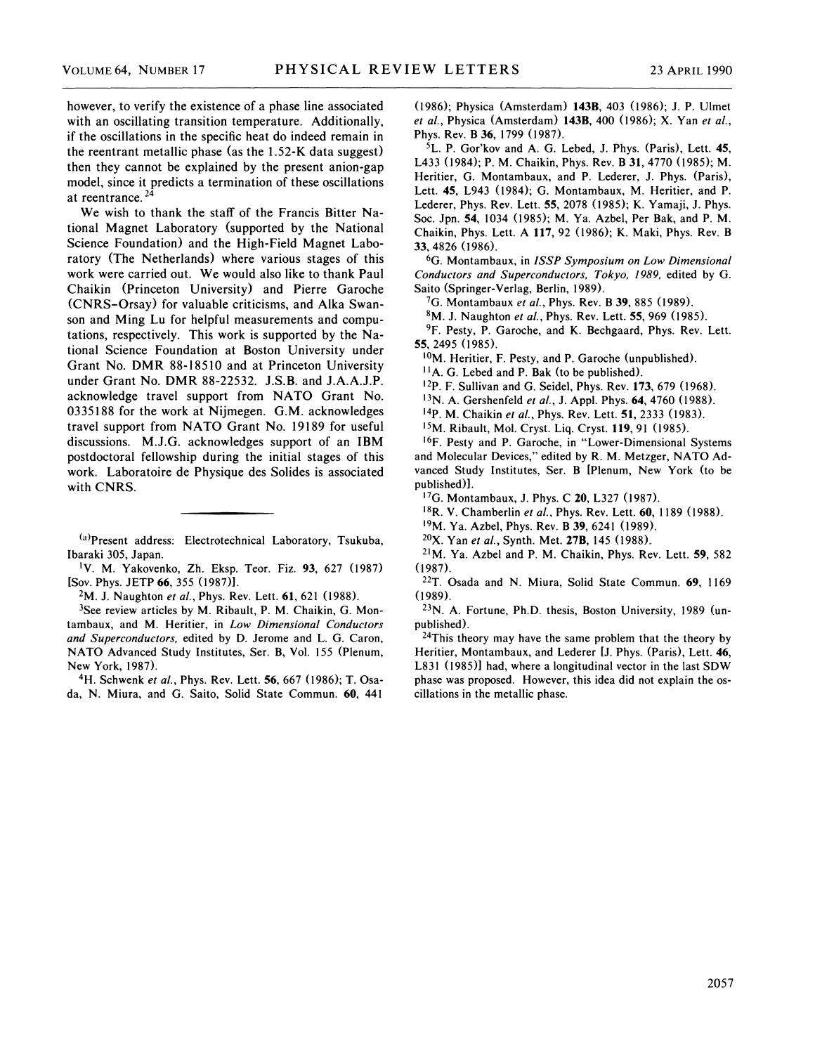however, to verify the existence of a phase line associated with an oscillating transition temperature. Additionally, if the oscillations in the specific heat do indeed remain in the reentrant metallic phase (as the 1.52-K data suggest) then they cannot be explained by the present anion-gap model, since it predicts a termination of these oscillations at reentrance.[24]

We wish to thank the staff of the Francis Bitter National Magnet Laboratory (supported by the National Science Foundation) and the High-Field Magnet Laboratory (The Netherlands) where various stages of this work were carried out. We would also like to thank Paul Chaikin (Princeton University) and Pierre Garoche (CNRS-Orsay) for valuable criticisms, and Alka Swanson and Ming Lu for helpful measurements and computations, respectively. This work is supported by the National Science Foundation at Boston University under Grant No. DMR 88-18510 and at Princeton University under Grant No. DMR 88-22532. J.S.B. and J.A.A.J.P. acknowledge travel support from NATO Grant No. 0335188 for the work at Nijmegen. G.M. acknowledges travel support from NATO Grant No. 19189 for useful discussions. M.J.G. acknowledges support of an IBM postdoctoral fellowship during the initial stages of this work. Laboratoire de Physique des Solides is associated with CNRS.

---

[a]Present address: Electrotechnical Laboratory, Tsukuba, Ibaraki 305, Japan.

[1]V. M. Yakovenko, Zh. Eksp. Teor. Fiz. **93**, 627 (1987) [Sov. Phys. JETP **66**, 355 (1987)].

[2]M. J. Naughton *et al.*, Phys. Rev. Lett. **61**, 621 (1988).

[3]See review articles by M. Ribault, P. M. Chaikin, G. Montambaux, and M. Heritier, in *Low Dimensional Conductors and Superconductors*, edited by D. Jerome and L. G. Caron, NATO Advanced Study Institutes, Ser. B, Vol. 155 (Plenum, New York, 1987).

[4]H. Schwenk *et al.*, Phys. Rev. Lett. **56**, 667 (1986); T. Osada, N. Miura, and G. Saito, Solid State Commun. **60**, 441 (1986); Physica (Amsterdam) **143B**, 403 (1986); J. P. Ulmet *et al.*, Physica (Amsterdam) **143B**, 400 (1986); X. Yan *et al.*, Phys. Rev. B **36**, 1799 (1987).

[5]L. P. Gor'kov and A. G. Lebed, J. Phys. (Paris), Lett. **45**, L433 (1984); P. M. Chaikin, Phys. Rev. B **31**, 4770 (1985); M. Heritier, G. Montambaux, and P. Lederer, J. Phys. (Paris), Lett. **45**, L943 (1984); G. Montambaux, M. Heritier, and P. Lederer, Phys. Rev. Lett. **55**, 2078 (1985); K. Yamaji, J. Phys. Soc. Jpn. **54**, 1034 (1985); M. Ya. Azbel, Per Bak, and P. M. Chaikin, Phys. Lett. A **117**, 92 (1986); K. Maki, Phys. Rev. B **33**, 4826 (1986).

[6]G. Montambaux, in *ISSP Symposium on Low Dimensional Conductors and Superconductors, Tokyo, 1989*, edited by G. Saito (Springer-Verlag, Berlin, 1989).

[7]G. Montambaux *et al.*, Phys. Rev. B **39**, 885 (1989).

[8]M. J. Naughton *et al.*, Phys. Rev. Lett. **55**, 969 (1985).

[9]F. Pesty, P. Garoche, and K. Bechgaard, Phys. Rev. Lett. **55**, 2495 (1985).

[10]M. Heritier, F. Pesty, and P. Garoche (unpublished).

[11]A. G. Lebed and P. Bak (to be published).

[12]P. F. Sullivan and G. Seidel, Phys. Rev. **173**, 679 (1968).

[13]N. A. Gershenfeld *et al.*, J. Appl. Phys. **64**, 4760 (1988).

[14]P. M. Chaikin *et al.*, Phys. Rev. Lett. **51**, 2333 (1983).

[15]M. Ribault, Mol. Cryst. Liq. Cryst. **119**, 91 (1985).

[16]F. Pesty and P. Garoche, in "Lower-Dimensional Systems and Molecular Devices," edited by R. M. Metzger, NATO Advanced Study Institutes, Ser. B [Plenum, New York (to be published)].

[17]G. Montambaux, J. Phys. C **20**, L327 (1987).

[18]R. V. Chamberlin *et al.*, Phys. Rev. Lett. **60**, 1189 (1988).

[19]M. Ya. Azbel, Phys. Rev. B **39**, 6241 (1989).

[20]X. Yan *et al.*, Synth. Met. **27B**, 145 (1988).

[21]M. Ya. Azbel and P. M. Chaikin, Phys. Rev. Lett. **59**, 582 (1987).

[22]T. Osada and N. Miura, Solid State Commun. **69**, 1169 (1989).

[23]N. A. Fortune, Ph.D. thesis, Boston University, 1989 (unpublished).

[24]This theory may have the same problem that the theory by Heritier, Montambaux, and Lederer [J. Phys. (Paris), Lett. **46**, L831 (1985)] had, where a longitudinal vector in the last SDW phase was proposed. However, this idea did not explain the oscillations in the metallic phase.